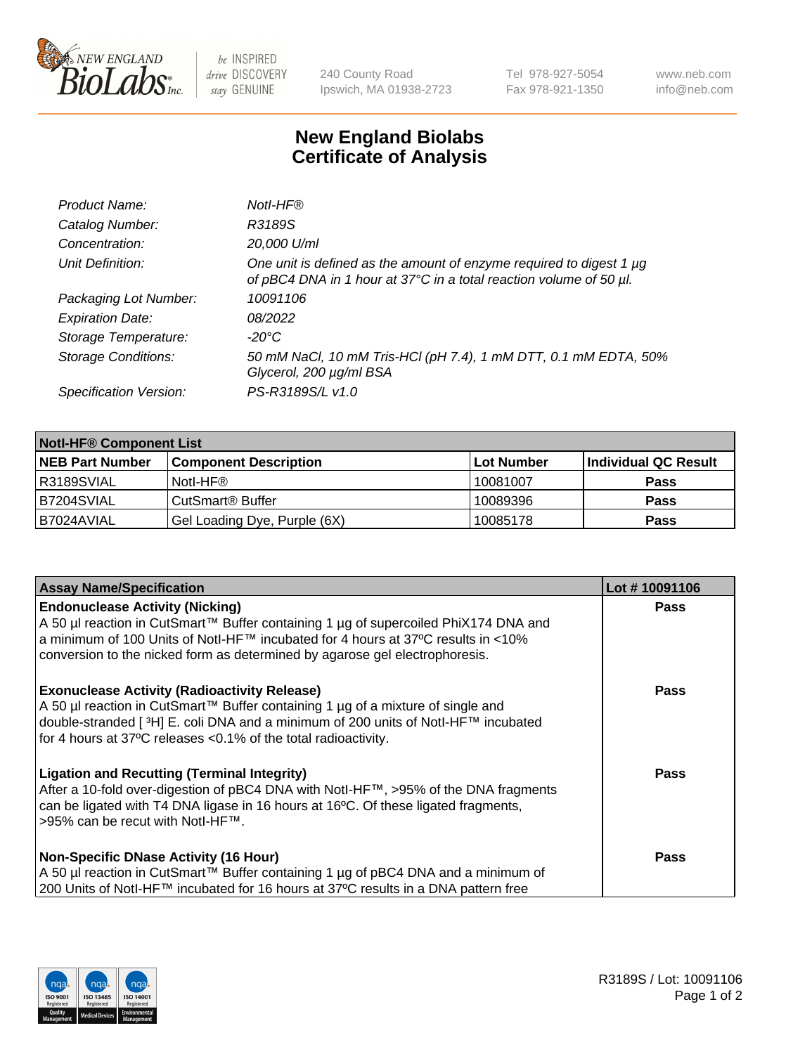New England BioLabs Inc. — be INSPIRED drive DISCOVERY stay GENUINE

240 County Road
Ipswich, MA 01938-2723

Tel 978-927-5054
Fax 978-921-1350

www.neb.com
info@neb.com

# New England Biolabs Certificate of Analysis

| | |
|---|---|
| *Product Name:* | *NotI-HF®* |
| *Catalog Number:* | *R3189S* |
| *Concentration:* | *20,000 U/ml* |
| *Unit Definition:* | *One unit is defined as the amount of enzyme required to digest 1 µg of pBC4 DNA in 1 hour at 37°C in a total reaction volume of 50 µl.* |
| *Packaging Lot Number:* | *10091106* |
| *Expiration Date:* | *08/2022* |
| *Storage Temperature:* | *-20°C* |
| *Storage Conditions:* | *50 mM NaCl, 10 mM Tris-HCl (pH 7.4), 1 mM DTT, 0.1 mM EDTA, 50% Glycerol, 200 µg/ml BSA* |
| *Specification Version:* | *PS-R3189S/L v1.0* |

| NotI-HF® Component List | | | |
|---|---|---|---|
| **NEB Part Number** | **Component Description** | **Lot Number** | **Individual QC Result** |
| R3189SVIAL | NotI-HF® | 10081007 | **Pass** |
| B7204SVIAL | CutSmart® Buffer | 10089396 | **Pass** |
| B7024AVIAL | Gel Loading Dye, Purple (6X) | 10085178 | **Pass** |

| Assay Name/Specification | Lot # 10091106 |
|---|---|
| **Endonuclease Activity (Nicking)**<br>A 50 µl reaction in CutSmart™ Buffer containing 1 µg of supercoiled PhiX174 DNA and a minimum of 100 Units of NotI-HF™ incubated for 4 hours at 37ºC results in <10% conversion to the nicked form as determined by agarose gel electrophoresis. | **Pass** |
| **Exonuclease Activity (Radioactivity Release)**<br>A 50 µl reaction in CutSmart™ Buffer containing 1 µg of a mixture of single and double-stranded [ $^3$H] E. coli DNA and a minimum of 200 units of NotI-HF™ incubated for 4 hours at 37ºC releases <0.1% of the total radioactivity. | **Pass** |
| **Ligation and Recutting (Terminal Integrity)**<br>After a 10-fold over-digestion of pBC4 DNA with NotI-HF™, >95% of the DNA fragments can be ligated with T4 DNA ligase in 16 hours at 16ºC. Of these ligated fragments, >95% can be recut with NotI-HF™. | **Pass** |
| **Non-Specific DNase Activity (16 Hour)**<br>A 50 µl reaction in CutSmart™ Buffer containing 1 µg of pBC4 DNA and a minimum of 200 Units of NotI-HF™ incubated for 16 hours at 37ºC results in a DNA pattern free | **Pass** |

R3189S / Lot: 10091106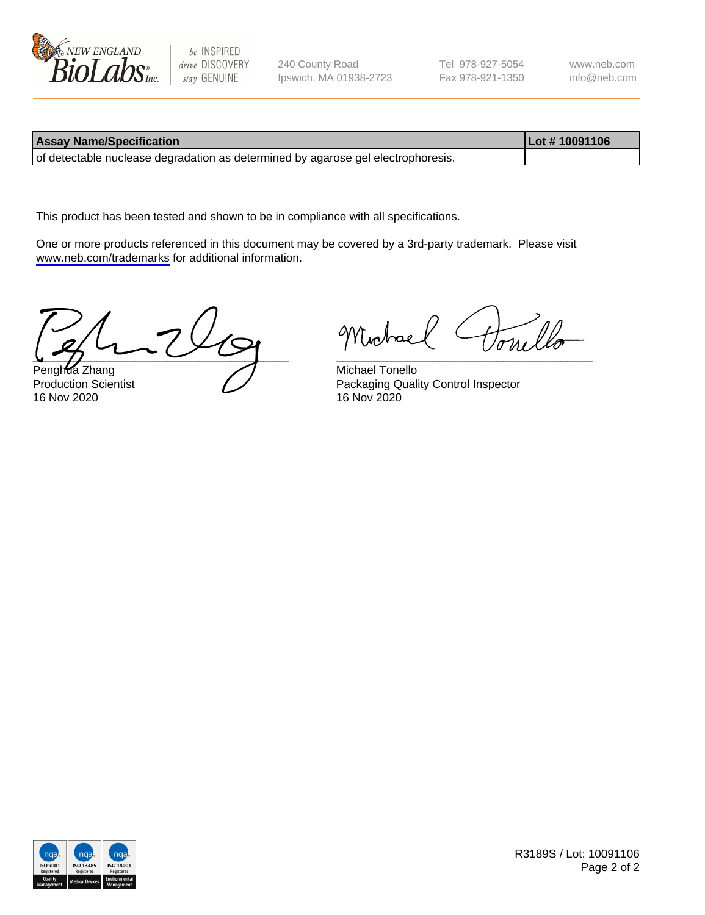| Assay Name/Specification | Lot # 10091106 |
| --- | --- |
| of detectable nuclease degradation as determined by agarose gel electrophoresis. | |

This product has been tested and shown to be in compliance with all specifications.

One or more products referenced in this document may be covered by a 3rd-party trademark. Please visit www.neb.com/trademarks for additional information.

Penghua Zhang
Production Scientist
16 Nov 2020

Michael Tonello
Packaging Quality Control Inspector
16 Nov 2020

R3189S / Lot: 10091106